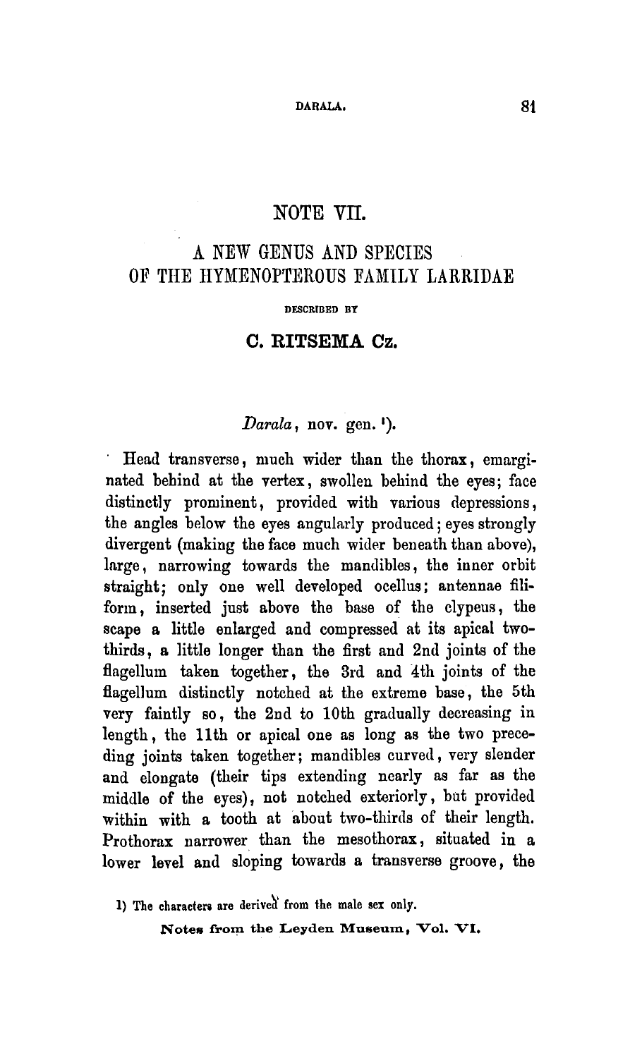# NOTE VII.

## A NEW GENUS AND SPECIES OF THE HYMENOPTEROUS FAMILY LARRIDAE

DESCRIBED BY

### C. RITSEMA Cz.

*Darala*, nov. gen. [1]).

Head transverse, much wider than the thorax, emarginated behind at the vertex, swollen behind the eyes; face distinctly prominent, provided with various depressions, the angles below the eyes angularly produced; eyes strongly divergent (making the face much wider beneath than above), large, narrowing towards the mandibles, the inner orbit straight; only one well developed ocellus; antennae filiform, inserted just above the base of the clypeus, the scape a little enlarged and compressed at its apical two-thirds, a little longer than the first and 2nd joints of the flagellum taken together, the 3rd and 4th joints of the flagellum distinctly notched at the extreme base, the 5th very faintly so, the 2nd to 10th gradually decreasing in length, the 11th or apical one as long as the two preceding joints taken together; mandibles curved, very slender and elongate (their tips extending nearly as far as the middle of the eyes), not notched exteriorly, but provided within with a tooth at about two-thirds of their length. Prothorax narrower than the mesothorax, situated in a lower level and sloping towards a transverse groove, the

1) The characters are derived from the male sex only.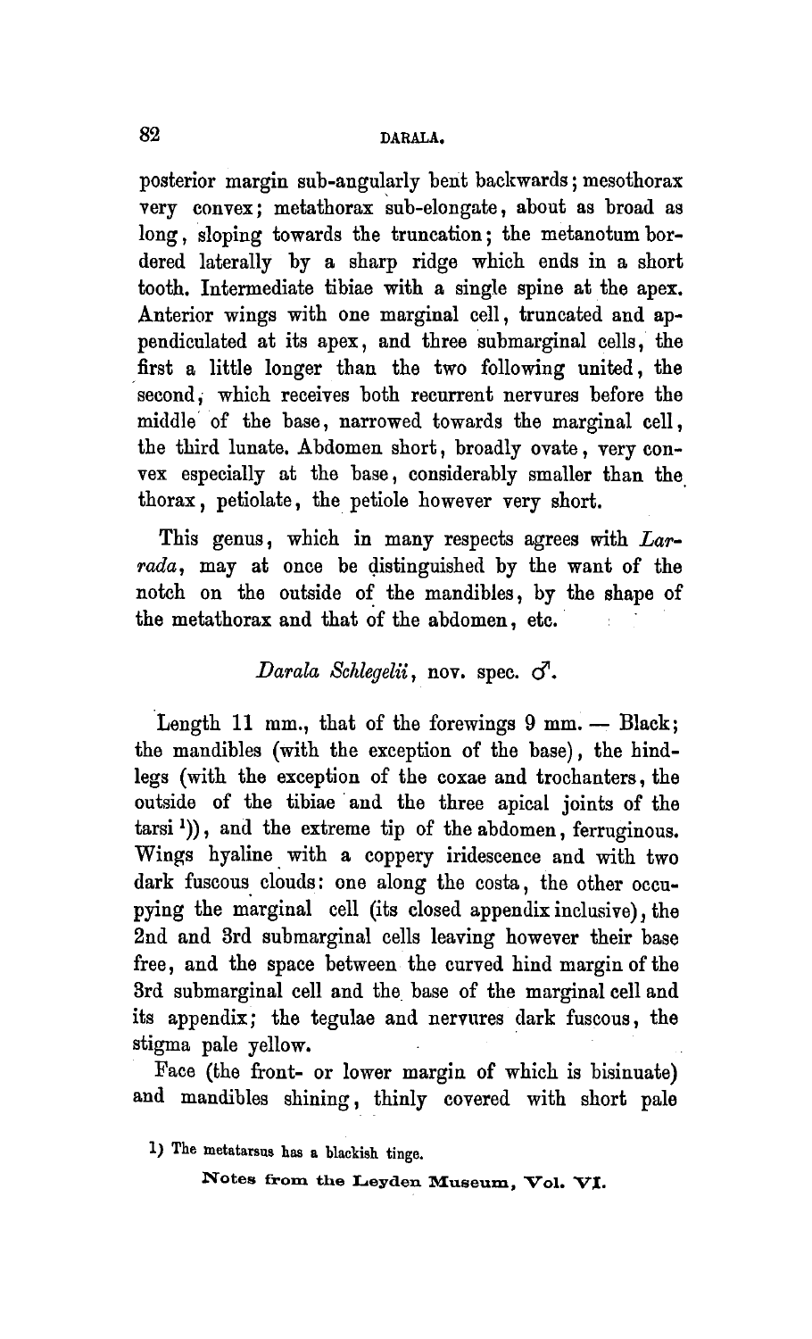posterior margin sub-angularly bent backwards; mesothorax very convex; metathorax sub-elongate, about as broad as long, sloping towards the truncation; the metanotum bordered laterally by a sharp ridge which ends in a short tooth. Intermediate tibiae with a single spine at the apex. Anterior wings with one marginal cell, truncated and appendiculated at its apex, and three submarginal cells, the first a little longer than the two following united, the second, which receives both recurrent nervures before the middle of the base, narrowed towards the marginal cell, the third lunate. Abdomen short, broadly ovate, very convex especially at the base, considerably smaller than the thorax, petiolate, the petiole however very short.

This genus, which in many respects agrees with *Larrada*, may at once be distinguished by the want of the notch on the outside of the mandibles, by the shape of the metathorax and that of the abdomen, etc.

### *Darala Schlegelii*, nov. spec. ♂.

Length 11 mm., that of the forewings 9 mm. — Black; the mandibles (with the exception of the base), the hind-legs (with the exception of the coxae and trochanters, the outside of the tibiae and the three apical joints of the tarsi [1]), and the extreme tip of the abdomen, ferruginous. Wings hyaline with a coppery iridescence and with two dark fuscous clouds: one along the costa, the other occupying the marginal cell (its closed appendix inclusive), the 2nd and 3rd submarginal cells leaving however their base free, and the space between the curved hind margin of the 3rd submarginal cell and the base of the marginal cell and its appendix; the tegulae and nervures dark fuscous, the stigma pale yellow.

Face (the front- or lower margin of which is bisinuate) and mandibles shining, thinly covered with short pale

[1] The metatarsus has a blackish tinge.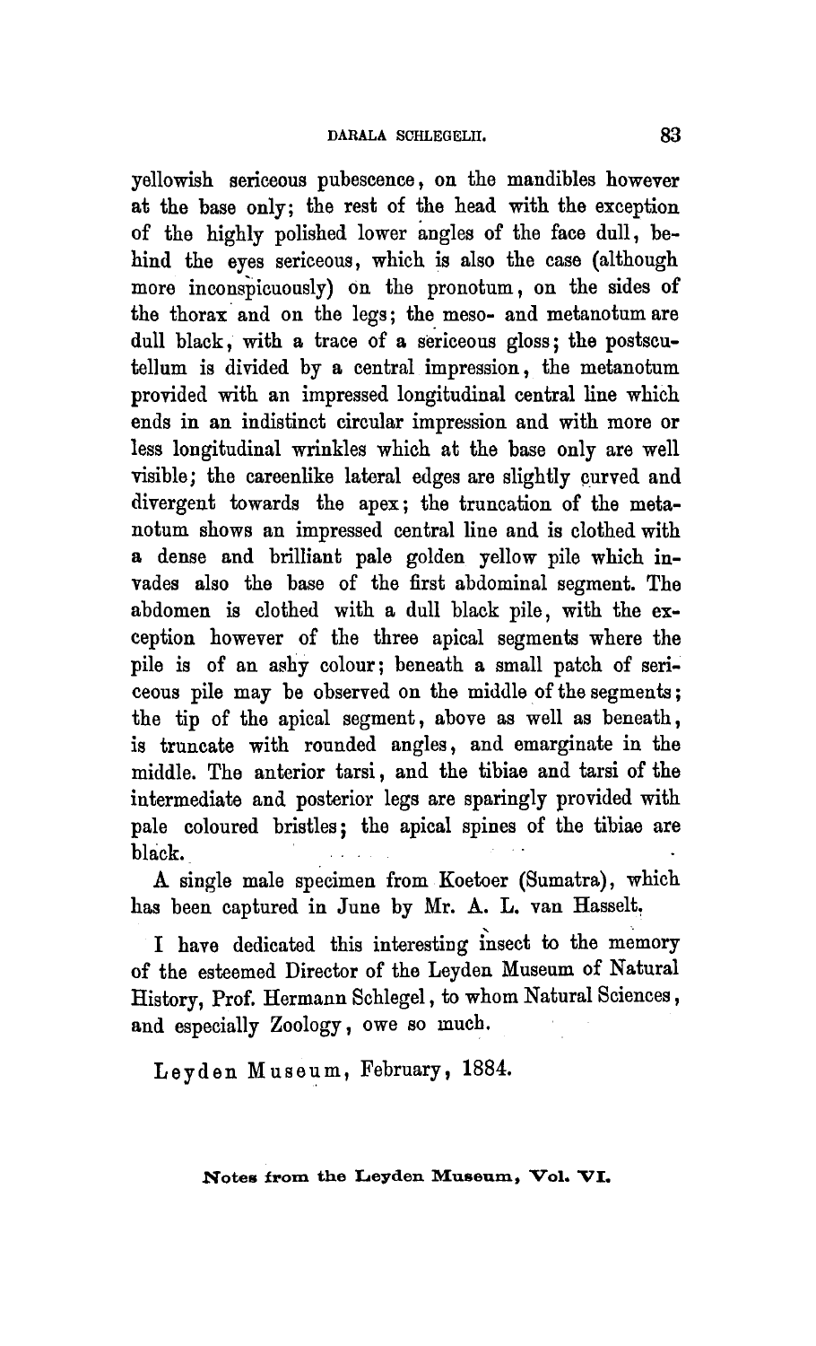yellowish sericeous pubescence, on the mandibles however at the base only; the rest of the head with the exception of the highly polished lower angles of the face dull, behind the eyes sericeous, which is also the case (although more inconspicuously) on the pronotum, on the sides of the thorax and on the legs; the meso- and metanotum are dull black, with a trace of a sericeous gloss; the postscutellum is divided by a central impression, the metanotum provided with an impressed longitudinal central line which ends in an indistinct circular impression and with more or less longitudinal wrinkles which at the base only are well visible; the careenlike lateral edges are slightly curved and divergent towards the apex; the truncation of the metanotum shows an impressed central line and is clothed with a dense and brilliant pale golden yellow pile which invades also the base of the first abdominal segment. The abdomen is clothed with a dull black pile, with the exception however of the three apical segments where the pile is of an ashy colour; beneath a small patch of sericeous pile may be observed on the middle of the segments; the tip of the apical segment, above as well as beneath, is truncate with rounded angles, and emarginate in the middle. The anterior tarsi, and the tibiae and tarsi of the intermediate and posterior legs are sparingly provided with pale coloured bristles; the apical spines of the tibiae are black.

A single male specimen from Koetoer (Sumatra), which has been captured in June by Mr. A. L. van Hasselt.

I have dedicated this interesting insect to the memory of the esteemed Director of the Leyden Museum of Natural History, Prof. Hermann Schlegel, to whom Natural Sciences, and especially Zoology, owe so much.

Leyden Museum, February, 1884.